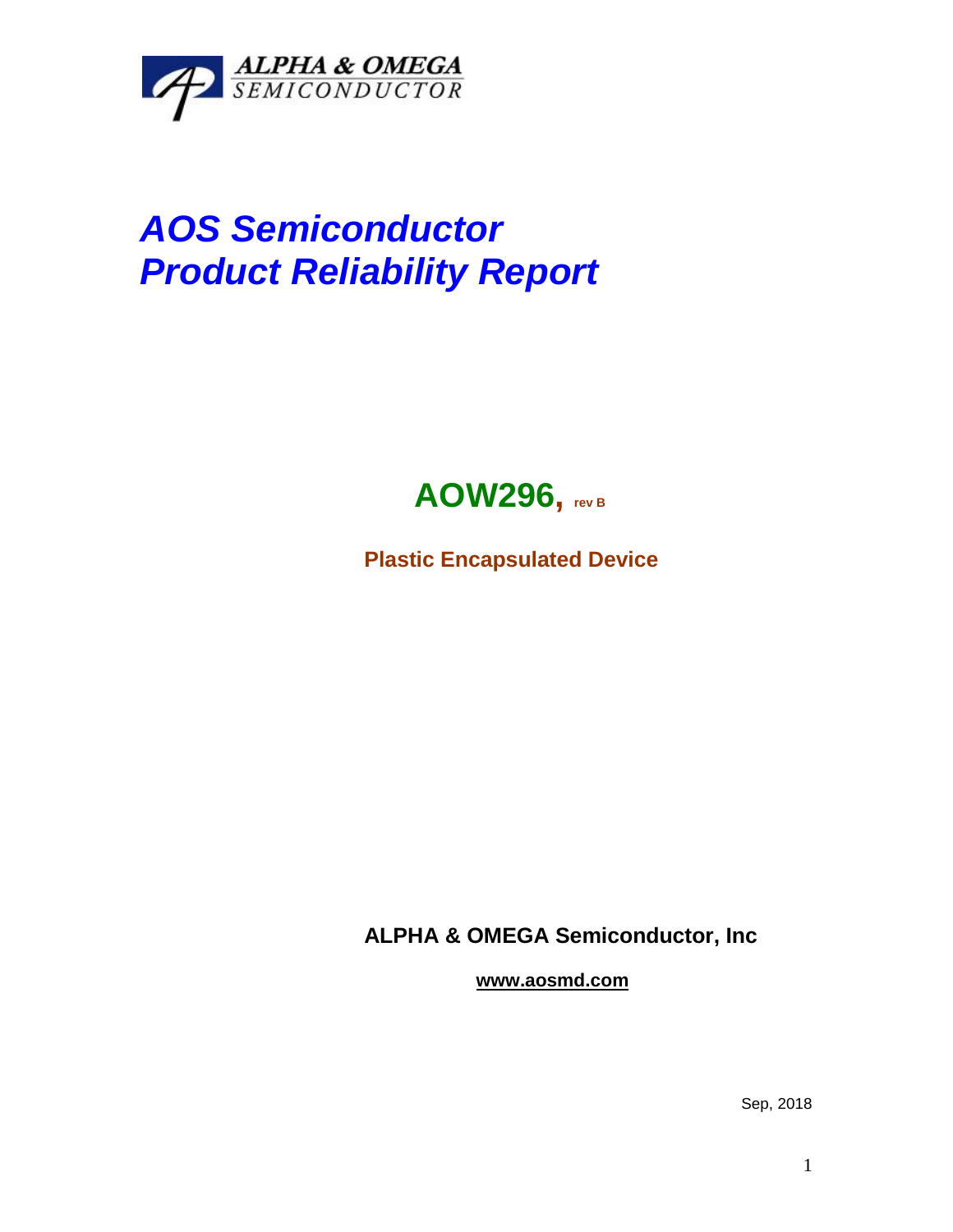ALPHA & OMEGA
SEMICONDUCTOR

# *AOS Semiconductor*
# *Product Reliability Report*

## AOW296, rev B

**Plastic Encapsulated Device**

**ALPHA & OMEGA Semiconductor, Inc**

**www.aosmd.com**

Sep, 2018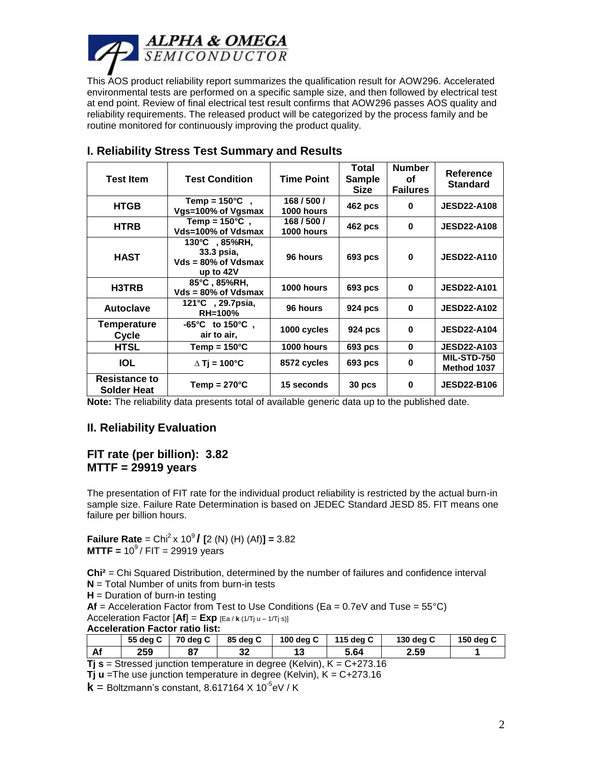ALPHA & OMEGA SEMICONDUCTOR

This AOS product reliability report summarizes the qualification result for AOW296. Accelerated environmental tests are performed on a specific sample size, and then followed by electrical test at end point. Review of final electrical test result confirms that AOW296 passes AOS quality and reliability requirements. The released product will be categorized by the process family and be routine monitored for continuously improving the product quality.

## I. Reliability Stress Test Summary and Results

| Test Item | Test Condition | Time Point | Total Sample Size | Number of Failures | Reference Standard |
|---|---|---|---|---|---|
| HTGB | Temp = 150°C , Vgs=100% of Vgsmax | 168 / 500 / 1000 hours | 462 pcs | 0 | JESD22-A108 |
| HTRB | Temp = 150°C , Vds=100% of Vdsmax | 168 / 500 / 1000 hours | 462 pcs | 0 | JESD22-A108 |
| HAST | 130°C , 85%RH, 33.3 psia, Vds = 80% of Vdsmax up to 42V | 96 hours | 693 pcs | 0 | JESD22-A110 |
| H3TRB | 85°C , 85%RH, Vds = 80% of Vdsmax | 1000 hours | 693 pcs | 0 | JESD22-A101 |
| Autoclave | 121°C , 29.7psia, RH=100% | 96 hours | 924 pcs | 0 | JESD22-A102 |
| Temperature Cycle | -65°C to 150°C , air to air, | 1000 cycles | 924 pcs | 0 | JESD22-A104 |
| HTSL | Temp = 150°C | 1000 hours | 693 pcs | 0 | JESD22-A103 |
| IOL | $\Delta$ Tj = 100°C | 8572 cycles | 693 pcs | 0 | MIL-STD-750 Method 1037 |
| Resistance to Solder Heat | Temp = 270°C | 15 seconds | 30 pcs | 0 | JESD22-B106 |

**Note:** The reliability data presents total of available generic data up to the published date.

## II. Reliability Evaluation

### FIT rate (per billion): 3.82
### MTTF = 29919 years

The presentation of FIT rate for the individual product reliability is restricted by the actual burn-in sample size. Failure Rate Determination is based on JEDEC Standard JESD 85. FIT means one failure per billion hours.

**Failure Rate** = $Chi^2 \times 10^9$ **/ [**2 (N) (H) (Af)**] =** 3.82
**MTTF =** $10^9$ / FIT = 29919 years

**Chi²** = Chi Squared Distribution, determined by the number of failures and confidence interval
**N** = Total Number of units from burn-in tests
**H** = Duration of burn-in testing
**Af** = Acceleration Factor from Test to Use Conditions (Ea = 0.7eV and Tuse = 55°C)
Acceleration Factor [**Af**] = **Exp** [Ea / **k** (1/Tj u – 1/Tj s)]

**Acceleration Factor ratio list:**

| | 55 deg C | 70 deg C | 85 deg C | 100 deg C | 115 deg C | 130 deg C | 150 deg C |
|---|---|---|---|---|---|---|---|
| Af | 259 | 87 | 32 | 13 | 5.64 | 2.59 | 1 |

**Tj s** = Stressed junction temperature in degree (Kelvin), K = C+273.16
**Tj u** =The use junction temperature in degree (Kelvin), K = C+273.16
**k** = Boltzmann's constant, 8.617164 X $10^{-5}$eV / K